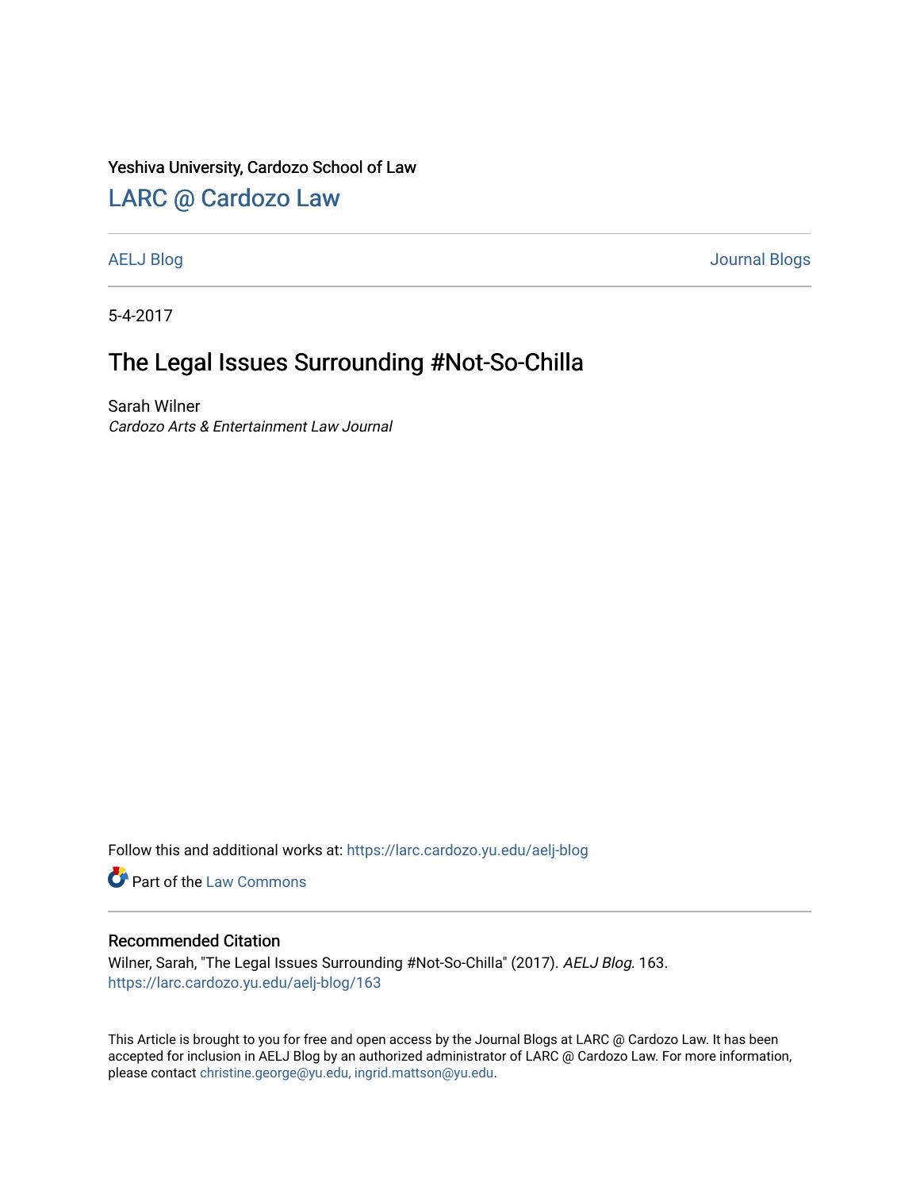Yeshiva University, Cardozo School of Law

# LARC @ Cardozo Law

AELJ Blog | Journal Blogs

5-4-2017

## The Legal Issues Surrounding #Not-So-Chilla

Sarah Wilner
*Cardozo Arts & Entertainment Law Journal*

Follow this and additional works at: https://larc.cardozo.yu.edu/aelj-blog

Part of the Law Commons

### Recommended Citation

Wilner, Sarah, "The Legal Issues Surrounding #Not-So-Chilla" (2017). *AELJ Blog*. 163.
https://larc.cardozo.yu.edu/aelj-blog/163

This Article is brought to you for free and open access by the Journal Blogs at LARC @ Cardozo Law. It has been accepted for inclusion in AELJ Blog by an authorized administrator of LARC @ Cardozo Law. For more information, please contact christine.george@yu.edu, ingrid.mattson@yu.edu.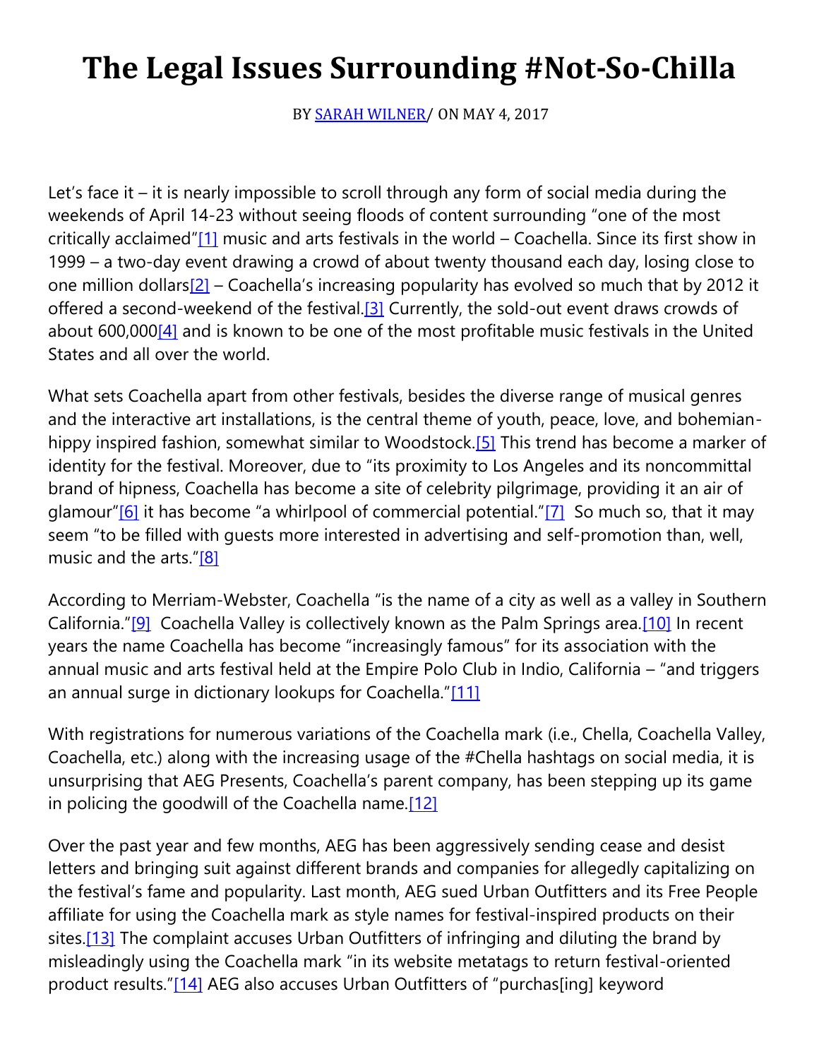# The Legal Issues Surrounding #Not-So-Chilla

BY SARAH WILNER/ ON MAY 4, 2017

Let's face it – it is nearly impossible to scroll through any form of social media during the weekends of April 14-23 without seeing floods of content surrounding "one of the most critically acclaimed"[1] music and arts festivals in the world – Coachella. Since its first show in 1999 – a two-day event drawing a crowd of about twenty thousand each day, losing close to one million dollars[2] – Coachella's increasing popularity has evolved so much that by 2012 it offered a second-weekend of the festival.[3] Currently, the sold-out event draws crowds of about 600,000[4] and is known to be one of the most profitable music festivals in the United States and all over the world.

What sets Coachella apart from other festivals, besides the diverse range of musical genres and the interactive art installations, is the central theme of youth, peace, love, and bohemian-hippy inspired fashion, somewhat similar to Woodstock.[5] This trend has become a marker of identity for the festival. Moreover, due to "its proximity to Los Angeles and its noncommittal brand of hipness, Coachella has become a site of celebrity pilgrimage, providing it an air of glamour"[6] it has become "a whirlpool of commercial potential."[7] So much so, that it may seem "to be filled with guests more interested in advertising and self-promotion than, well, music and the arts."[8]

According to Merriam-Webster, Coachella "is the name of a city as well as a valley in Southern California."[9] Coachella Valley is collectively known as the Palm Springs area.[10] In recent years the name Coachella has become "increasingly famous" for its association with the annual music and arts festival held at the Empire Polo Club in Indio, California – "and triggers an annual surge in dictionary lookups for Coachella."[11]

With registrations for numerous variations of the Coachella mark (i.e., Chella, Coachella Valley, Coachella, etc.) along with the increasing usage of the #Chella hashtags on social media, it is unsurprising that AEG Presents, Coachella's parent company, has been stepping up its game in policing the goodwill of the Coachella name.[12]

Over the past year and few months, AEG has been aggressively sending cease and desist letters and bringing suit against different brands and companies for allegedly capitalizing on the festival's fame and popularity. Last month, AEG sued Urban Outfitters and its Free People affiliate for using the Coachella mark as style names for festival-inspired products on their sites.[13] The complaint accuses Urban Outfitters of infringing and diluting the brand by misleadingly using the Coachella mark "in its website metatags to return festival-oriented product results."[14] AEG also accuses Urban Outfitters of "purchas[ing] keyword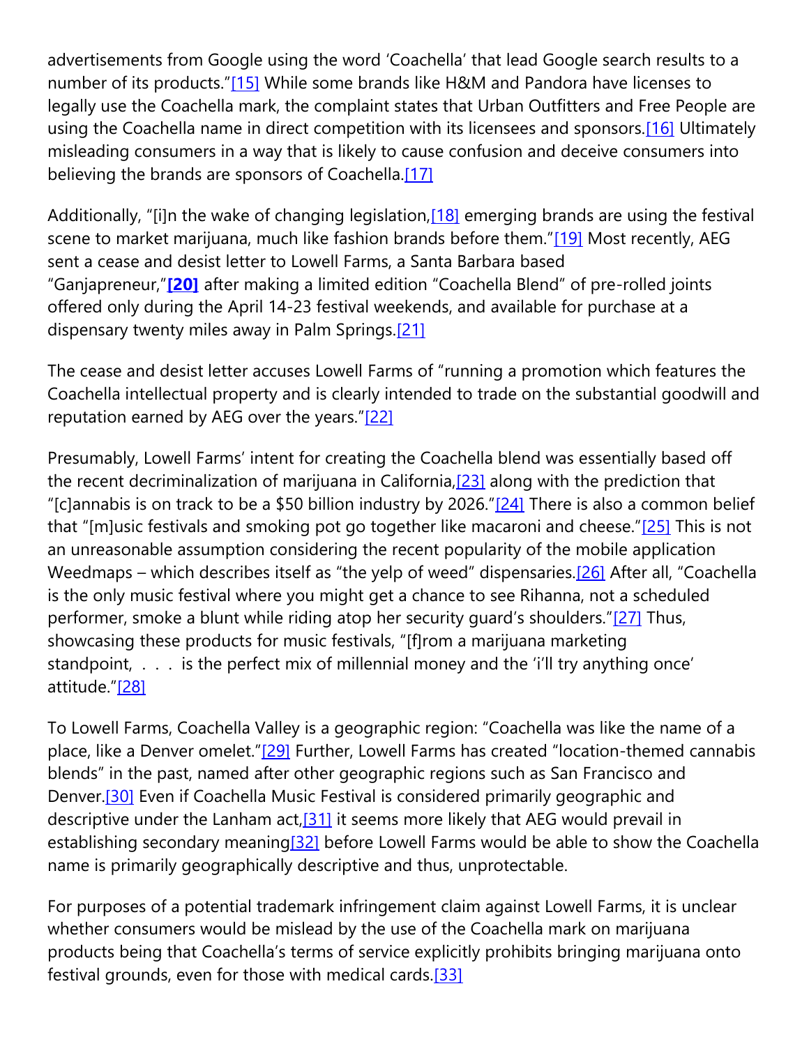advertisements from Google using the word 'Coachella' that lead Google search results to a number of its products."[15] While some brands like H&M and Pandora have licenses to legally use the Coachella mark, the complaint states that Urban Outfitters and Free People are using the Coachella name in direct competition with its licensees and sponsors.[16] Ultimately misleading consumers in a way that is likely to cause confusion and deceive consumers into believing the brands are sponsors of Coachella.[17]

Additionally, "[i]n the wake of changing legislation,[18] emerging brands are using the festival scene to market marijuana, much like fashion brands before them."[19] Most recently, AEG sent a cease and desist letter to Lowell Farms, a Santa Barbara based "Ganjapreneur,"**[20]** after making a limited edition "Coachella Blend" of pre-rolled joints offered only during the April 14-23 festival weekends, and available for purchase at a dispensary twenty miles away in Palm Springs.[21]

The cease and desist letter accuses Lowell Farms of "running a promotion which features the Coachella intellectual property and is clearly intended to trade on the substantial goodwill and reputation earned by AEG over the years."[22]

Presumably, Lowell Farms' intent for creating the Coachella blend was essentially based off the recent decriminalization of marijuana in California,[23] along with the prediction that "[c]annabis is on track to be a $50 billion industry by 2026."[24] There is also a common belief that "[m]usic festivals and smoking pot go together like macaroni and cheese."[25] This is not an unreasonable assumption considering the recent popularity of the mobile application Weedmaps – which describes itself as "the yelp of weed" dispensaries.[26] After all, "Coachella is the only music festival where you might get a chance to see Rihanna, not a scheduled performer, smoke a blunt while riding atop her security guard's shoulders."[27] Thus, showcasing these products for music festivals, "[f]rom a marijuana marketing standpoint, . . . is the perfect mix of millennial money and the 'i'll try anything once' attitude."[28]

To Lowell Farms, Coachella Valley is a geographic region: "Coachella was like the name of a place, like a Denver omelet."[29] Further, Lowell Farms has created "location-themed cannabis blends" in the past, named after other geographic regions such as San Francisco and Denver.[30] Even if Coachella Music Festival is considered primarily geographic and descriptive under the Lanham act,[31] it seems more likely that AEG would prevail in establishing secondary meaning[32] before Lowell Farms would be able to show the Coachella name is primarily geographically descriptive and thus, unprotectable.

For purposes of a potential trademark infringement claim against Lowell Farms, it is unclear whether consumers would be mislead by the use of the Coachella mark on marijuana products being that Coachella's terms of service explicitly prohibits bringing marijuana onto festival grounds, even for those with medical cards.[33]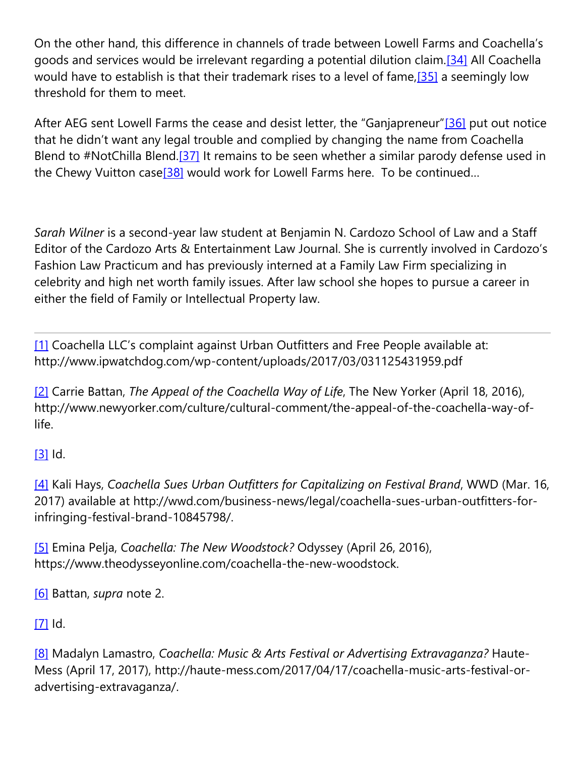On the other hand, this difference in channels of trade between Lowell Farms and Coachella's goods and services would be irrelevant regarding a potential dilution claim.[34] All Coachella would have to establish is that their trademark rises to a level of fame,[35] a seemingly low threshold for them to meet.

After AEG sent Lowell Farms the cease and desist letter, the "Ganjapreneur"[36] put out notice that he didn't want any legal trouble and complied by changing the name from Coachella Blend to #NotChilla Blend.[37] It remains to be seen whether a similar parody defense used in the Chewy Vuitton case[38] would work for Lowell Farms here. To be continued…

*Sarah Wilner* is a second-year law student at Benjamin N. Cardozo School of Law and a Staff Editor of the Cardozo Arts & Entertainment Law Journal. She is currently involved in Cardozo's Fashion Law Practicum and has previously interned at a Family Law Firm specializing in celebrity and high net worth family issues. After law school she hopes to pursue a career in either the field of Family or Intellectual Property law.

---

[1] Coachella LLC's complaint against Urban Outfitters and Free People available at: http://www.ipwatchdog.com/wp-content/uploads/2017/03/031125431959.pdf

[2] Carrie Battan, *The Appeal of the Coachella Way of Life*, The New Yorker (April 18, 2016), http://www.newyorker.com/culture/cultural-comment/the-appeal-of-the-coachella-way-of-life.

[3] Id.

[4] Kali Hays, *Coachella Sues Urban Outfitters for Capitalizing on Festival Brand*, WWD (Mar. 16, 2017) available at http://wwd.com/business-news/legal/coachella-sues-urban-outfitters-for-infringing-festival-brand-10845798/.

[5] Emina Pelja, *Coachella: The New Woodstock?* Odyssey (April 26, 2016), https://www.theodysseyonline.com/coachella-the-new-woodstock.

[6] Battan, *supra* note 2.

[7] Id.

[8] Madalyn Lamastro, *Coachella: Music & Arts Festival or Advertising Extravaganza?* Haute-Mess (April 17, 2017), http://haute-mess.com/2017/04/17/coachella-music-arts-festival-or-advertising-extravaganza/.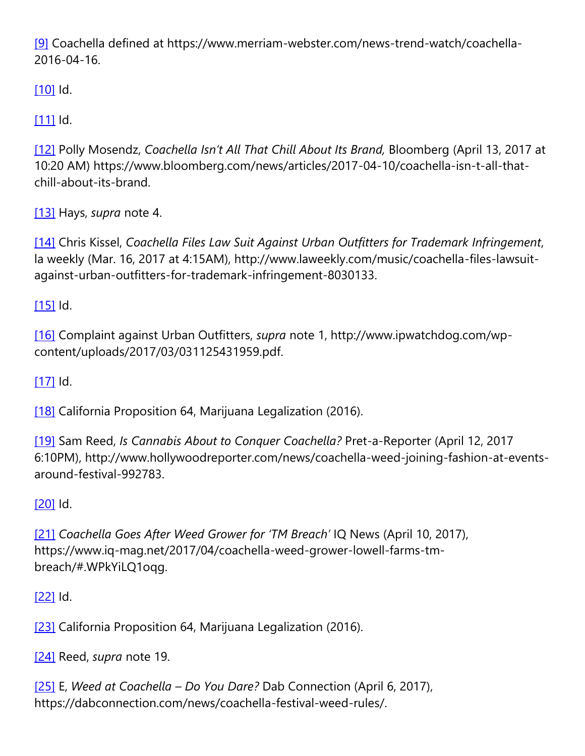[9] Coachella defined at https://www.merriam-webster.com/news-trend-watch/coachella-2016-04-16.

[10] Id.

[11] Id.

[12] Polly Mosendz, *Coachella Isn't All That Chill About Its Brand,* Bloomberg (April 13, 2017 at 10:20 AM) https://www.bloomberg.com/news/articles/2017-04-10/coachella-isn-t-all-that-chill-about-its-brand.

[13] Hays, *supra* note 4.

[14] Chris Kissel, *Coachella Files Law Suit Against Urban Outfitters for Trademark Infringement*, la weekly (Mar. 16, 2017 at 4:15AM), http://www.laweekly.com/music/coachella-files-lawsuit-against-urban-outfitters-for-trademark-infringement-8030133.

[15] Id.

[16] Complaint against Urban Outfitters, *supra* note 1, http://www.ipwatchdog.com/wp-content/uploads/2017/03/031125431959.pdf.

[17] Id.

[18] California Proposition 64, Marijuana Legalization (2016).

[19] Sam Reed, *Is Cannabis About to Conquer Coachella?* Pret-a-Reporter (April 12, 2017 6:10PM), http://www.hollywoodreporter.com/news/coachella-weed-joining-fashion-at-events-around-festival-992783.

[20] Id.

[21] *Coachella Goes After Weed Grower for 'TM Breach'* IQ News (April 10, 2017), https://www.iq-mag.net/2017/04/coachella-weed-grower-lowell-farms-tm-breach/#.WPkYiLQ1oqg.

[22] Id.

[23] California Proposition 64, Marijuana Legalization (2016).

[24] Reed, *supra* note 19.

[25] E, *Weed at Coachella – Do You Dare?* Dab Connection (April 6, 2017), https://dabconnection.com/news/coachella-festival-weed-rules/.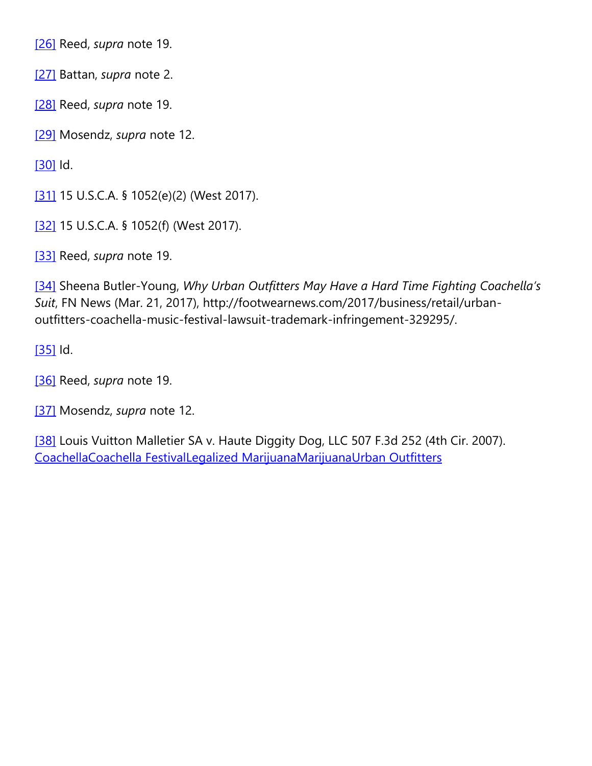[26] Reed, *supra* note 19.

[27] Battan, *supra* note 2.

[28] Reed, *supra* note 19.

[29] Mosendz, *supra* note 12.

[30] Id.

[31] 15 U.S.C.A. § 1052(e)(2) (West 2017).

[32] 15 U.S.C.A. § 1052(f) (West 2017).

[33] Reed, *supra* note 19.

[34] Sheena Butler-Young, *Why Urban Outfitters May Have a Hard Time Fighting Coachella's Suit*, FN News (Mar. 21, 2017), http://footwearnews.com/2017/business/retail/urban-outfitters-coachella-music-festival-lawsuit-trademark-infringement-329295/.

[35] Id.

[36] Reed, *supra* note 19.

[37] Mosendz, *supra* note 12.

[38] Louis Vuitton Malletier SA v. Haute Diggity Dog, LLC 507 F.3d 252 (4th Cir. 2007).

CoachellaCoachella FestivalLegalized MarijuanaMarijuanaUrban Outfitters